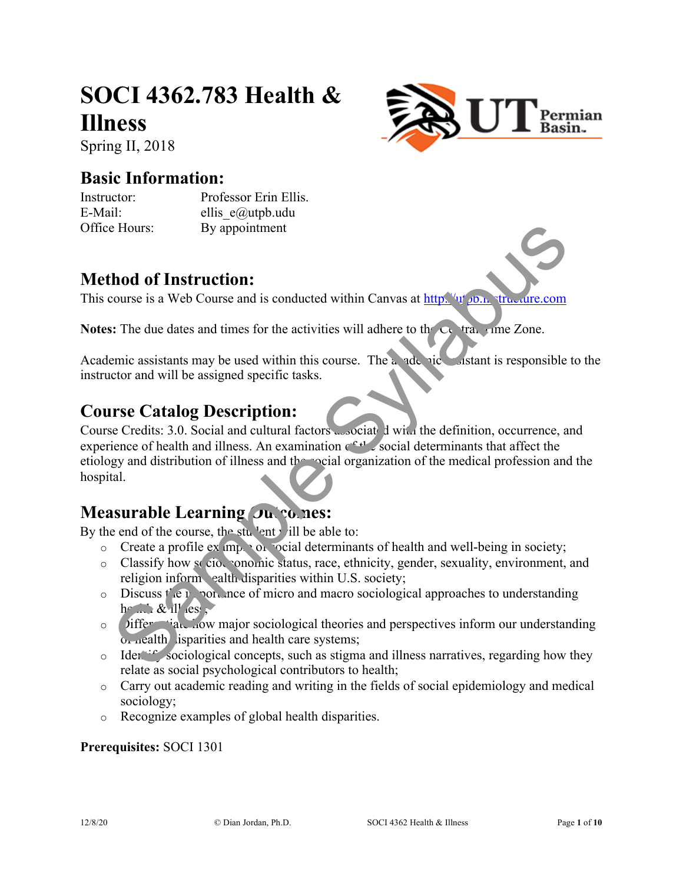# SOCI 4362.783 Health & Illness

Spring II, 2018

## Basic Information:

| | |
|---|---|
| Instructor: | Professor Erin Ellis. |
| E-Mail: | ellis_e@utpb.udu |
| Office Hours: | By appointment |

## Method of Instruction:

This course is a Web Course and is conducted within Canvas at http://utpb.instructure.com

**Notes:** The due dates and times for the activities will adhere to the Central Time Zone.

Academic assistants may be used within this course. The academic assistant is responsible to the instructor and will be assigned specific tasks.

## Course Catalog Description:

Course Credits: 3.0. Social and cultural factors associated with the definition, occurrence, and experience of health and illness. An examination of the social determinants that affect the etiology and distribution of illness and the social organization of the medical profession and the hospital.

## Measurable Learning Outcomes:

By the end of the course, the student will be able to:

- Create a profile examples of social determinants of health and well-being in society;
- Classify how socioeconomic status, race, ethnicity, gender, sexuality, environment, and religion inform health disparities within U.S. society;
- Discuss the importance of micro and macro sociological approaches to understanding health & illness;
- Differentiate how major sociological theories and perspectives inform our understanding of health disparities and health care systems;
- Identify sociological concepts, such as stigma and illness narratives, regarding how they relate as social psychological contributors to health;
- Carry out academic reading and writing in the fields of social epidemiology and medical sociology;
- Recognize examples of global health disparities.

**Prerequisites:** SOCI 1301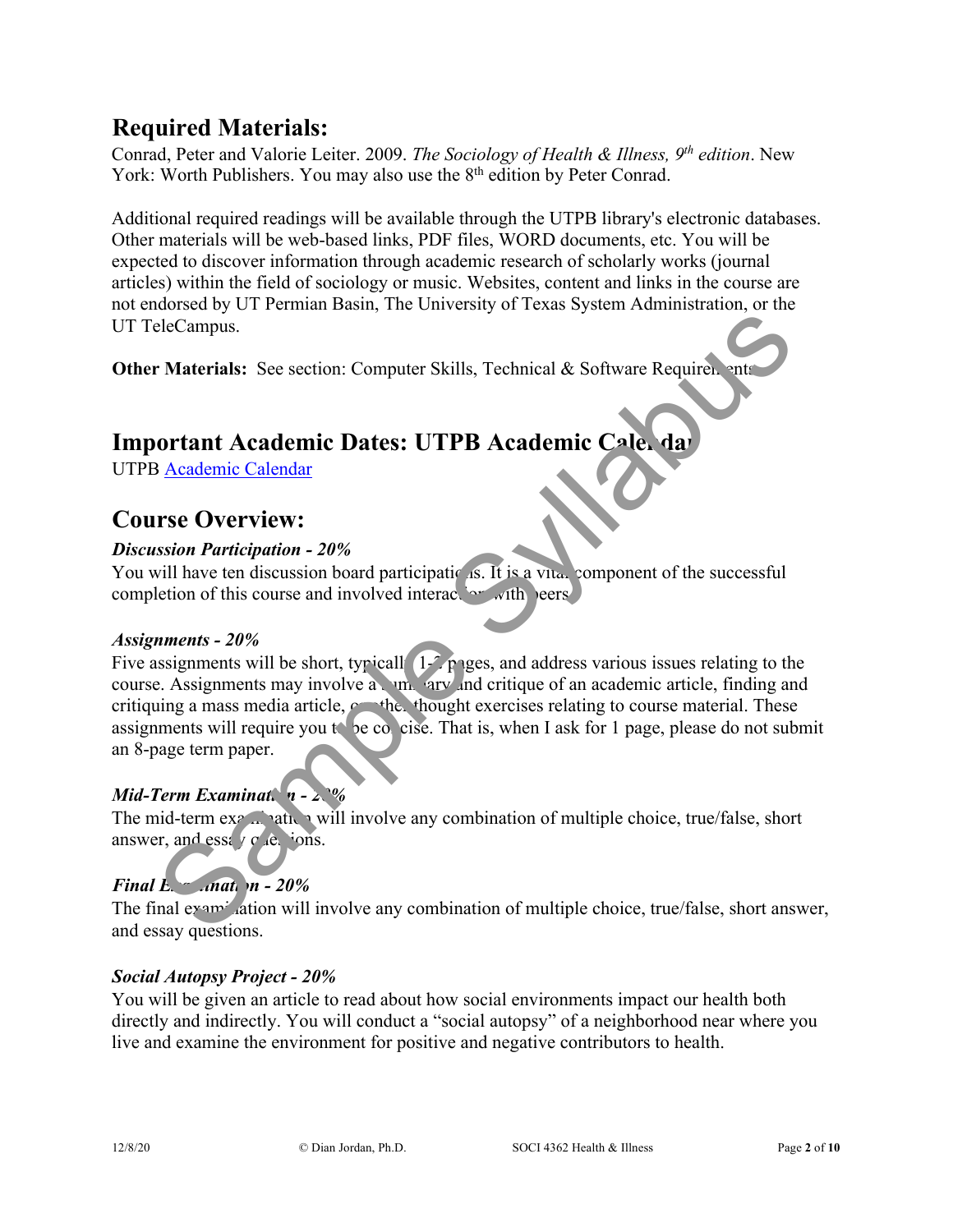## Required Materials:

Conrad, Peter and Valorie Leiter. 2009. *The Sociology of Health & Illness, 9th edition*. New York: Worth Publishers. You may also use the 8th edition by Peter Conrad.

Additional required readings will be available through the UTPB library's electronic databases. Other materials will be web-based links, PDF files, WORD documents, etc. You will be expected to discover information through academic research of scholarly works (journal articles) within the field of sociology or music. Websites, content and links in the course are not endorsed by UT Permian Basin, The University of Texas System Administration, or the UT TeleCampus.

**Other Materials:** See section: Computer Skills, Technical & Software Requirements

## Important Academic Dates: UTPB Academic Calendar

UTPB Academic Calendar

## Course Overview:

### *Discussion Participation - 20%*

You will have ten discussion board participations. It is a vital component of the successful completion of this course and involved interaction with peers.

### *Assignments - 20%*

Five assignments will be short, typically 1-2 pages, and address various issues relating to the course. Assignments may involve a summary and critique of an academic article, finding and critiquing a mass media article, or other thought exercises relating to course material. These assignments will require you to be concise. That is, when I ask for 1 page, please do not submit an 8-page term paper.

### *Mid-Term Examination - 20%*

The mid-term examination will involve any combination of multiple choice, true/false, short answer, and essay questions.

### *Final Examination - 20%*

The final examination will involve any combination of multiple choice, true/false, short answer, and essay questions.

### *Social Autopsy Project - 20%*

You will be given an article to read about how social environments impact our health both directly and indirectly. You will conduct a "social autopsy" of a neighborhood near where you live and examine the environment for positive and negative contributors to health.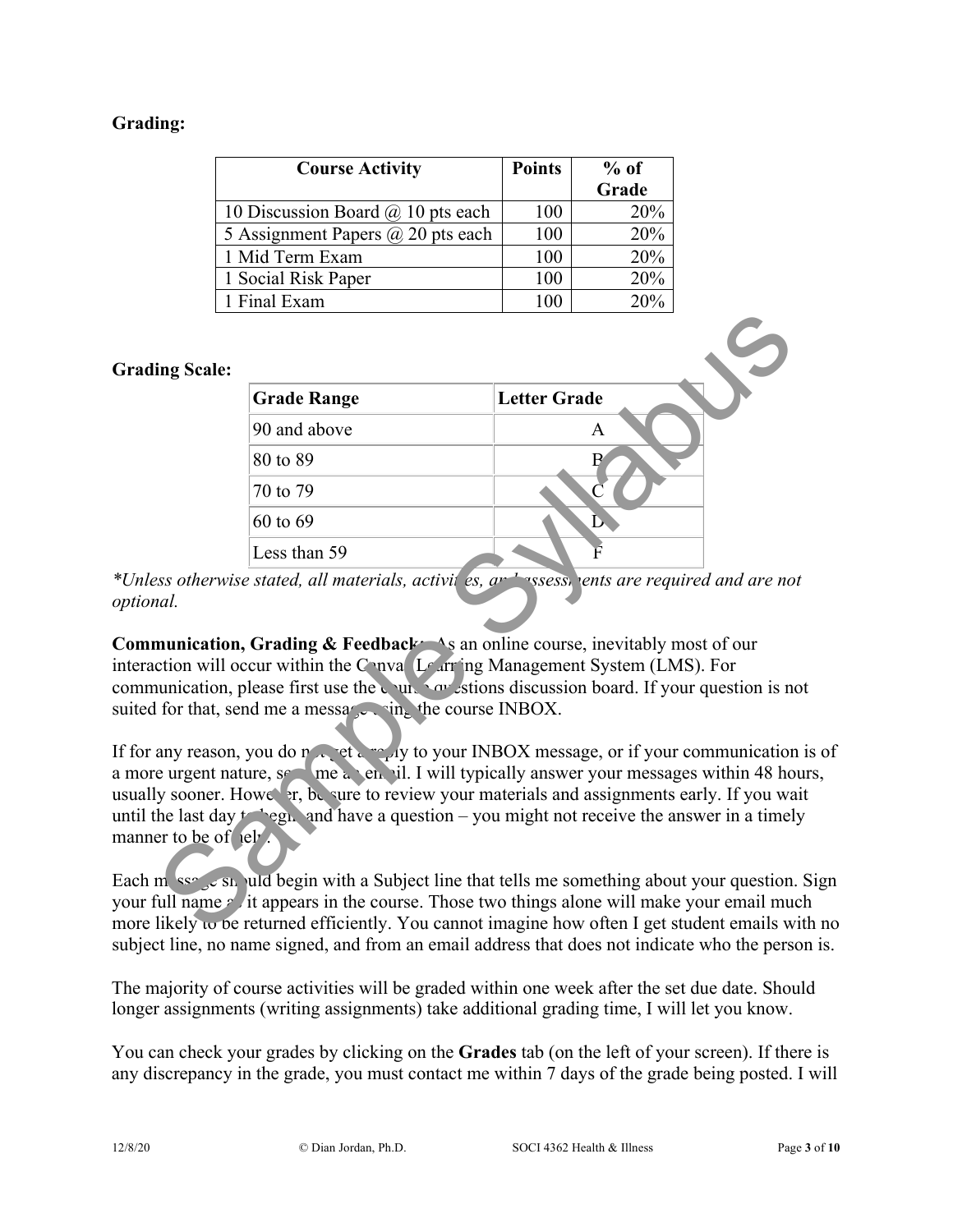**Grading:**

| Course Activity | Points | % of Grade |
|---|---|---|
| 10 Discussion Board @ 10 pts each | 100 | 20% |
| 5 Assignment Papers @ 20 pts each | 100 | 20% |
| 1 Mid Term Exam | 100 | 20% |
| 1 Social Risk Paper | 100 | 20% |
| 1 Final Exam | 100 | 20% |

**Grading Scale:**

| Grade Range | Letter Grade |
|---|---|
| 90 and above | A |
| 80 to 89 | B |
| 70 to 79 | C |
| 60 to 69 | D |
| Less than 59 | F |

*\*Unless otherwise stated, all materials, activities, and assessments are required and are not optional.*

**Communication, Grading & Feedback:** As an online course, inevitably most of our interaction will occur within the Canvas Learning Management System (LMS). For communication, please first use the course questions discussion board. If your question is not suited for that, send me a message using the course INBOX.

If for any reason, you do not get a reply to your INBOX message, or if your communication is of a more urgent nature, send me an email. I will typically answer your messages within 48 hours, usually sooner. However, be sure to review your materials and assignments early. If you wait until the last day to begin and have a question – you might not receive the answer in a timely manner to be of help.

Each message should begin with a Subject line that tells me something about your question. Sign your full name as it appears in the course. Those two things alone will make your email much more likely to be returned efficiently. You cannot imagine how often I get student emails with no subject line, no name signed, and from an email address that does not indicate who the person is.

The majority of course activities will be graded within one week after the set due date. Should longer assignments (writing assignments) take additional grading time, I will let you know.

You can check your grades by clicking on the **Grades** tab (on the left of your screen). If there is any discrepancy in the grade, you must contact me within 7 days of the grade being posted. I will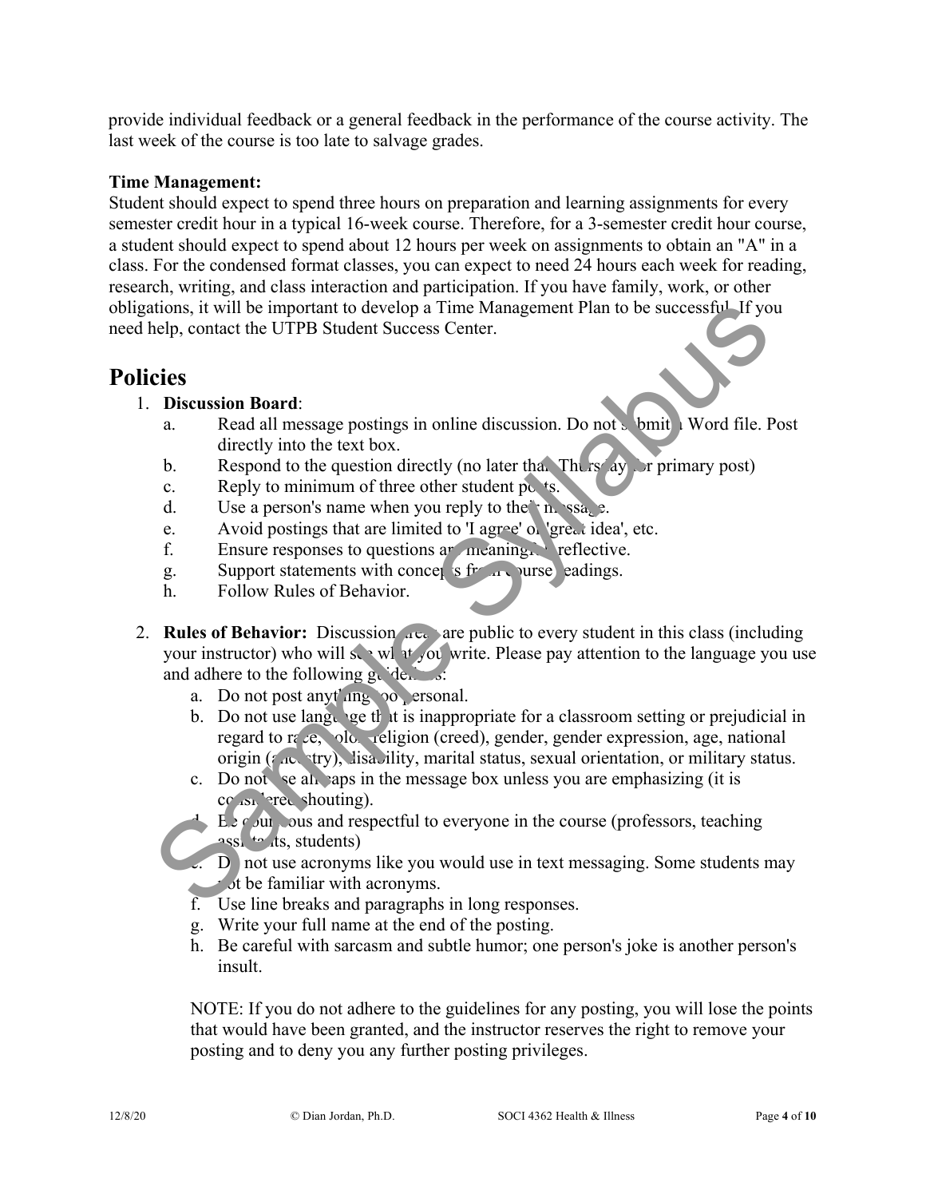provide individual feedback or a general feedback in the performance of the course activity. The last week of the course is too late to salvage grades.

**Time Management:**
Student should expect to spend three hours on preparation and learning assignments for every semester credit hour in a typical 16-week course. Therefore, for a 3-semester credit hour course, a student should expect to spend about 12 hours per week on assignments to obtain an "A" in a class. For the condensed format classes, you can expect to need 24 hours each week for reading, research, writing, and class interaction and participation. If you have family, work, or other obligations, it will be important to develop a Time Management Plan to be successful. If you need help, contact the UTPB Student Success Center.

## Policies

1. **Discussion Board**:
   a. Read all message postings in online discussion. Do not submit a Word file. Post directly into the text box.
   b. Respond to the question directly (no later than Thursday for primary post)
   c. Reply to minimum of three other student posts.
   d. Use a person's name when you reply to their message.
   e. Avoid postings that are limited to 'I agree' or 'great idea', etc.
   f. Ensure responses to questions are meaningful, reflective.
   g. Support statements with concepts from course readings.
   h. Follow Rules of Behavior.

2. **Rules of Behavior:** Discussion areas are public to every student in this class (including your instructor) who will see what you write. Please pay attention to the language you use and adhere to the following guidelines:
   a. Do not post anything too personal.
   b. Do not use language that is inappropriate for a classroom setting or prejudicial in regard to race, color, religion (creed), gender, gender expression, age, national origin (ancestry), disability, marital status, sexual orientation, or military status.
   c. Do not use all caps in the message box unless you are emphasizing (it is considered shouting).
   d. Be courteous and respectful to everyone in the course (professors, teaching assistants, students)
   e. Do not use acronyms like you would use in text messaging. Some students may not be familiar with acronyms.
   f. Use line breaks and paragraphs in long responses.
   g. Write your full name at the end of the posting.
   h. Be careful with sarcasm and subtle humor; one person's joke is another person's insult.

   NOTE: If you do not adhere to the guidelines for any posting, you will lose the points that would have been granted, and the instructor reserves the right to remove your posting and to deny you any further posting privileges.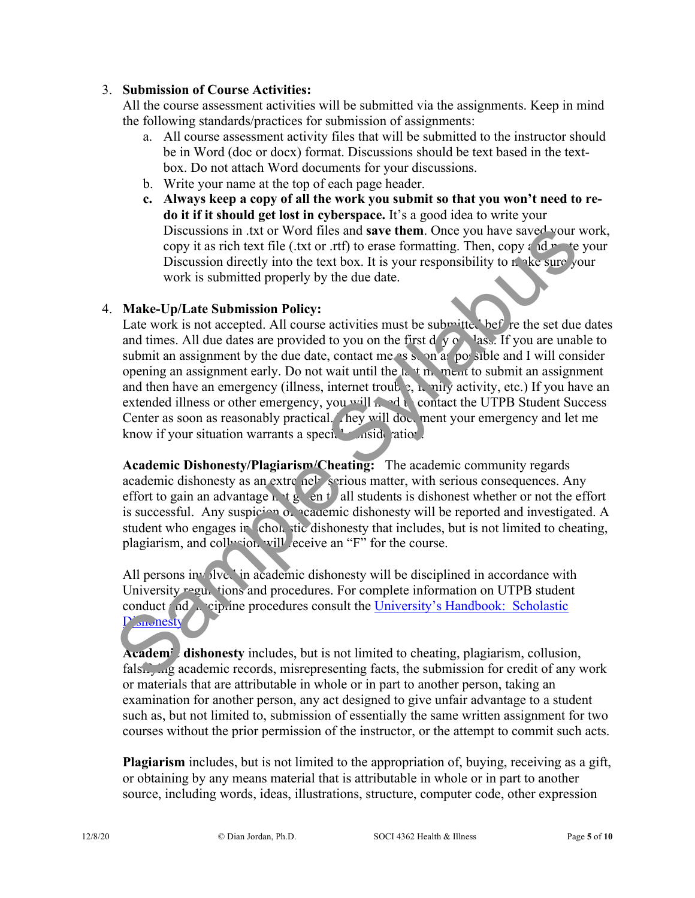3. **Submission of Course Activities:**
   All the course assessment activities will be submitted via the assignments. Keep in mind the following standards/practices for submission of assignments:
   a. All course assessment activity files that will be submitted to the instructor should be in Word (doc or docx) format. Discussions should be text based in the text-box. Do not attach Word documents for your discussions.
   b. Write your name at the top of each page header.
   c. **Always keep a copy of all the work you submit so that you won't need to re-do it if it should get lost in cyberspace.** It's a good idea to write your Discussions in .txt or Word files and **save them**. Once you have saved your work, copy it as rich text file (.txt or .rtf) to erase formatting. Then, copy and paste your Discussion directly into the text box. It is your responsibility to make sure your work is submitted properly by the due date.

4. **Make-Up/Late Submission Policy:**
   Late work is not accepted. All course activities must be submitted before the set due dates and times. All due dates are provided to you on the first day of class. If you are unable to submit an assignment by the due date, contact me as soon as possible and I will consider opening an assignment early. Do not wait until the last moment to submit an assignment and then have an emergency (illness, internet trouble, family activity, etc.) If you have an extended illness or other emergency, you will need to contact the UTPB Student Success Center as soon as reasonably practical. They will document your emergency and let me know if your situation warrants a special consideration.

   **Academic Dishonesty/Plagiarism/Cheating:** The academic community regards academic dishonesty as an extremely serious matter, with serious consequences. Any effort to gain an advantage not given to all students is dishonest whether or not the effort is successful. Any suspicion of academic dishonesty will be reported and investigated. A student who engages in scholastic dishonesty that includes, but is not limited to cheating, plagiarism, and collusion will receive an "F" for the course.

   All persons involved in academic dishonesty will be disciplined in accordance with University regulations and procedures. For complete information on UTPB student conduct and discipline procedures consult the [University's Handbook: Scholastic Dishonesty]

   **Academic dishonesty** includes, but is not limited to cheating, plagiarism, collusion, falsifying academic records, misrepresenting facts, the submission for credit of any work or materials that are attributable in whole or in part to another person, taking an examination for another person, any act designed to give unfair advantage to a student such as, but not limited to, submission of essentially the same written assignment for two courses without the prior permission of the instructor, or the attempt to commit such acts.

   **Plagiarism** includes, but is not limited to the appropriation of, buying, receiving as a gift, or obtaining by any means material that is attributable in whole or in part to another source, including words, ideas, illustrations, structure, computer code, other expression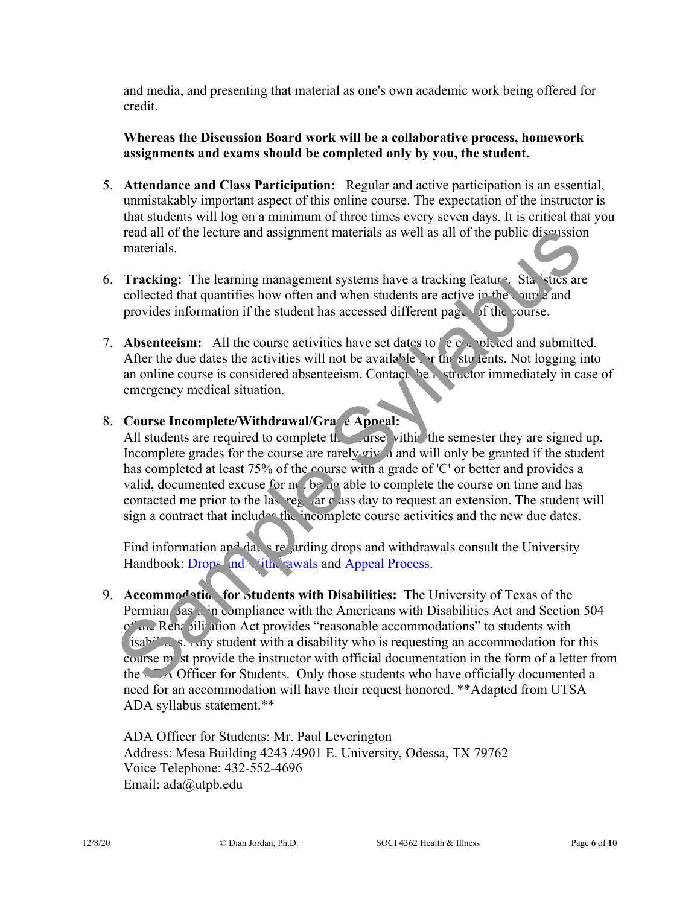and media, and presenting that material as one's own academic work being offered for credit.

**Whereas the Discussion Board work will be a collaborative process, homework assignments and exams should be completed only by you, the student.**

5. **Attendance and Class Participation:** Regular and active participation is an essential, unmistakably important aspect of this online course. The expectation of the instructor is that students will log on a minimum of three times every seven days. It is critical that you read all of the lecture and assignment materials as well as all of the public discussion materials.

6. **Tracking:** The learning management systems have a tracking feature. Statistics are collected that quantifies how often and when students are active in the course and provides information if the student has accessed different pages of the course.

7. **Absenteeism:** All the course activities have set dates to be completed and submitted. After the due dates the activities will not be available for the students. Not logging into an online course is considered absenteeism. Contact the instructor immediately in case of emergency medical situation.

8. **Course Incomplete/Withdrawal/Grade Appeal:**
   All students are required to complete the course within the semester they are signed up. Incomplete grades for the course are rarely given and will only be granted if the student has completed at least 75% of the course with a grade of 'C' or better and provides a valid, documented excuse for not being able to complete the course on time and has contacted me prior to the last regular class day to request an extension. The student will sign a contract that includes the incomplete course activities and the new due dates.

   Find information and dates regarding drops and withdrawals consult the University Handbook: [Drops and Withdrawals]() and [Appeal Process]().

9. **Accommodation for Students with Disabilities:** The University of Texas of the Permian Basin in compliance with the Americans with Disabilities Act and Section 504 of the Rehabilitation Act provides "reasonable accommodations" to students with disabilities. Any student with a disability who is requesting an accommodation for this course must provide the instructor with official documentation in the form of a letter from the ADA Officer for Students. Only those students who have officially documented a need for an accommodation will have their request honored. **Adapted from UTSA ADA syllabus statement.**

   ADA Officer for Students: Mr. Paul Leverington
   Address: Mesa Building 4243 /4901 E. University, Odessa, TX 79762
   Voice Telephone: 432-552-4696
   Email: ada@utpb.edu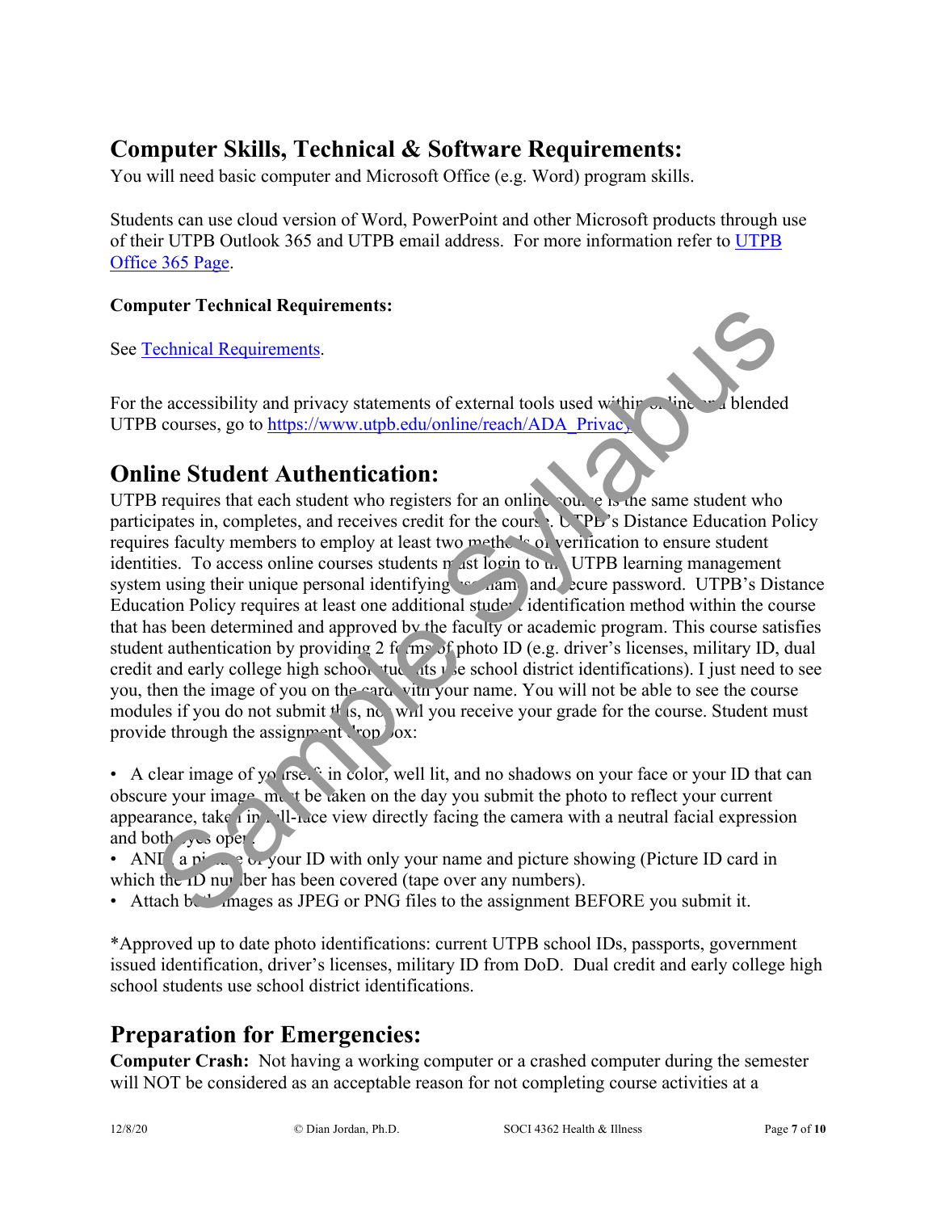## Computer Skills, Technical & Software Requirements:

You will need basic computer and Microsoft Office (e.g. Word) program skills.

Students can use cloud version of Word, PowerPoint and other Microsoft products through use of their UTPB Outlook 365 and UTPB email address. For more information refer to UTPB Office 365 Page.

### Computer Technical Requirements:

See Technical Requirements.

For the accessibility and privacy statements of external tools used within online and blended UTPB courses, go to https://www.utpb.edu/online/reach/ADA_Privacy

## Online Student Authentication:

UTPB requires that each student who registers for an online course is the same student who participates in, completes, and receives credit for the course. UTPB's Distance Education Policy requires faculty members to employ at least two methods of verification to ensure student identities. To access online courses students must login to the UTPB learning management system using their unique personal identifying username and secure password. UTPB's Distance Education Policy requires at least one additional student identification method within the course that has been determined and approved by the faculty or academic program. This course satisfies student authentication by providing 2 forms of photo ID (e.g. driver's licenses, military ID, dual credit and early college high school students use school district identifications). I just need to see you, then the image of you on the card with your name. You will not be able to see the course modules if you do not submit this, nor will you receive your grade for the course. Student must provide through the assignment drop box:

- A clear image of yourself in color, well lit, and no shadows on your face or your ID that can obscure your image, must be taken on the day you submit the photo to reflect your current appearance, taken in full-face view directly facing the camera with a neutral facial expression and both eyes open.
- AND a picture of your ID with only your name and picture showing (Picture ID card in which the ID number has been covered (tape over any numbers).
- Attach both images as JPEG or PNG files to the assignment BEFORE you submit it.

*Approved up to date photo identifications: current UTPB school IDs, passports, government issued identification, driver's licenses, military ID from DoD. Dual credit and early college high school students use school district identifications.

## Preparation for Emergencies:

**Computer Crash:** Not having a working computer or a crashed computer during the semester will NOT be considered as an acceptable reason for not completing course activities at a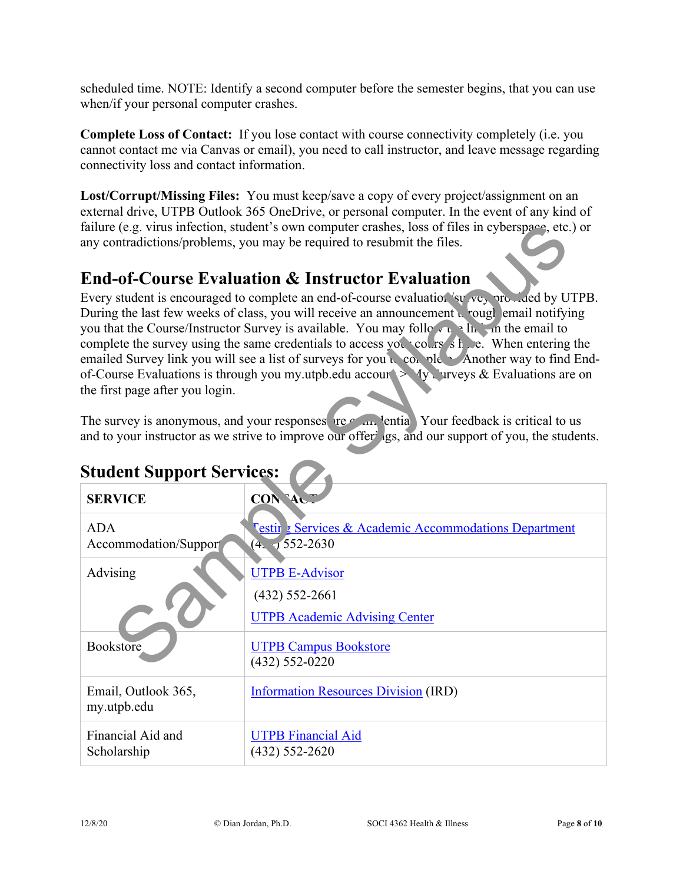scheduled time. NOTE: Identify a second computer before the semester begins, that you can use when/if your personal computer crashes.

**Complete Loss of Contact:** If you lose contact with course connectivity completely (i.e. you cannot contact me via Canvas or email), you need to call instructor, and leave message regarding connectivity loss and contact information.

**Lost/Corrupt/Missing Files:** You must keep/save a copy of every project/assignment on an external drive, UTPB Outlook 365 OneDrive, or personal computer. In the event of any kind of failure (e.g. virus infection, student's own computer crashes, loss of files in cyberspace, etc.) or any contradictions/problems, you may be required to resubmit the files.

## End-of-Course Evaluation & Instructor Evaluation

Every student is encouraged to complete an end-of-course evaluation/survey provided by UTPB. During the last few weeks of class, you will receive an announcement through email notifying you that the Course/Instructor Survey is available. You may follow the link in the email to complete the survey using the same credentials to access your courses here. When entering the emailed Survey link you will see a list of surveys for you to complete. Another way to find End-of-Course Evaluations is through you my.utpb.edu account > My Surveys & Evaluations are on the first page after you login.

The survey is anonymous, and your responses are confidential. Your feedback is critical to us and to your instructor as we strive to improve our offerings, and our support of you, the students.

## Student Support Services:

| SERVICE | CONTACT |
|---|---|
| ADA Accommodation/Support | Testing Services & Academic Accommodations Department (432) 552-2630 |
| Advising | UTPB E-Advisor<br>(432) 552-2661<br>UTPB Academic Advising Center |
| Bookstore | UTPB Campus Bookstore<br>(432) 552-0220 |
| Email, Outlook 365, my.utpb.edu | Information Resources Division (IRD) |
| Financial Aid and Scholarship | UTPB Financial Aid<br>(432) 552-2620 |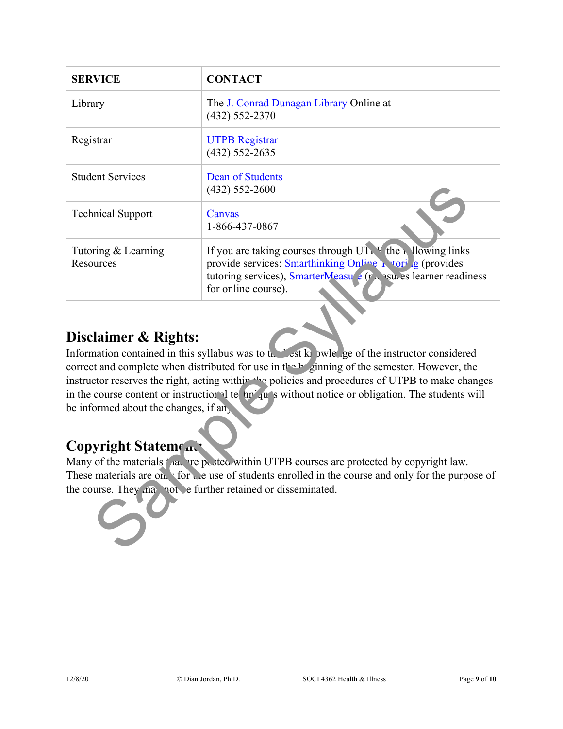| SERVICE | CONTACT |
|---|---|
| Library | The J. Conrad Dunagan Library Online at (432) 552-2370 |
| Registrar | UTPB Registrar (432) 552-2635 |
| Student Services | Dean of Students (432) 552-2600 |
| Technical Support | Canvas 1-866-437-0867 |
| Tutoring & Learning Resources | If you are taking courses through UTPB the following links provide services: Smarthinking Online Tutoring (provides tutoring services), SmarterMeasure (measures learner readiness for online course). |

## Disclaimer & Rights:

Information contained in this syllabus was to the best knowledge of the instructor considered correct and complete when distributed for use in the beginning of the semester. However, the instructor reserves the right, acting within the policies and procedures of UTPB to make changes in the course content or instructional techniques without notice or obligation. The students will be informed about the changes, if any.

## Copyright Statement:

Many of the materials that are posted within UTPB courses are protected by copyright law. These materials are only for the use of students enrolled in the course and only for the purpose of the course. They may not be further retained or disseminated.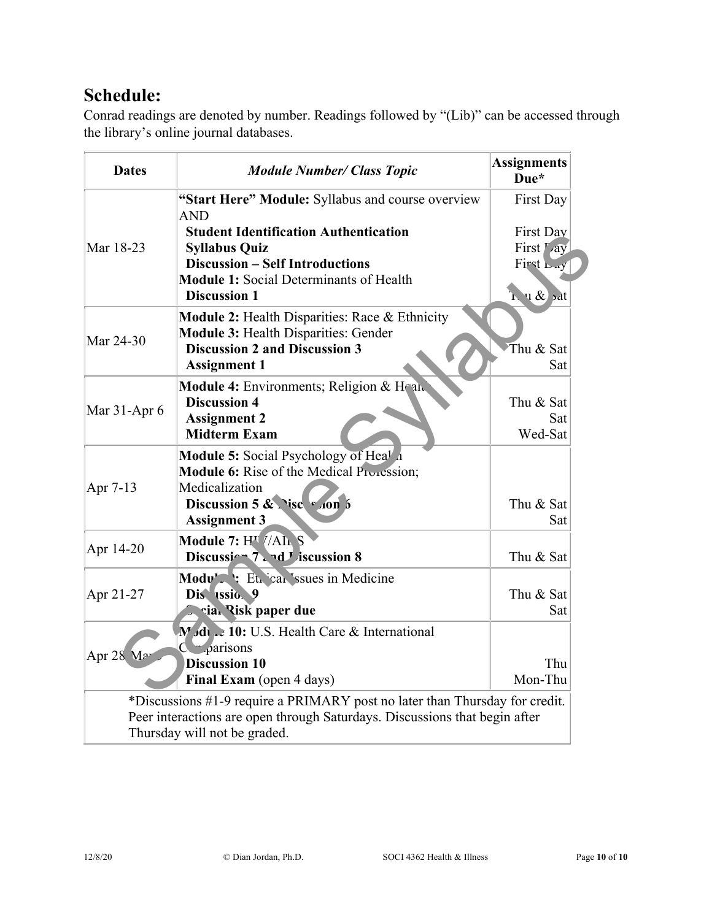## Schedule:

Conrad readings are denoted by number. Readings followed by "(Lib)" can be accessed through the library's online journal databases.

| Dates | *Module Number/ Class Topic* | Assignments Due* |
|---|---|---|
| Mar 18-23 | **"Start Here" Module:** Syllabus and course overview AND<br>**Student Identification Authentication**<br>**Syllabus Quiz**<br>**Discussion – Self Introductions**<br>**Module 1:** Social Determinants of Health<br>**Discussion 1** | First Day<br><br>First Day<br>First Day<br>First Day<br><br>Thu & Sat |
| Mar 24-30 | **Module 2:** Health Disparities: Race & Ethnicity<br>**Module 3:** Health Disparities: Gender<br>**Discussion 2 and Discussion 3**<br>**Assignment 1** | <br><br>Thu & Sat<br>Sat |
| Mar 31-Apr 6 | **Module 4:** Environments; Religion & Health<br>**Discussion 4**<br>**Assignment 2**<br>**Midterm Exam** | <br>Thu & Sat<br>Sat<br>Wed-Sat |
| Apr 7-13 | **Module 5:** Social Psychology of Health<br>**Module 6:** Rise of the Medical Profession; Medicalization<br>**Discussion 5 & Discussion 6**<br>**Assignment 3** | <br><br><br>Thu & Sat<br>Sat |
| Apr 14-20 | **Module 7:** HIV/AIDS<br>**Discussion 7 and Discussion 8** | <br>Thu & Sat |
| Apr 21-27 | **Module 9:** Ethical Issues in Medicine<br>**Discussion 9**<br>**Social Risk paper due** | <br>Thu & Sat<br>Sat |
| Apr 28-May | **Module 10:** U.S. Health Care & International Comparisons<br>**Discussion 10**<br>**Final Exam** (open 4 days) | <br><br>Thu<br>Mon-Thu |

*Discussions #1-9 require a PRIMARY post no later than Thursday for credit. Peer interactions are open through Saturdays. Discussions that begin after Thursday will not be graded.